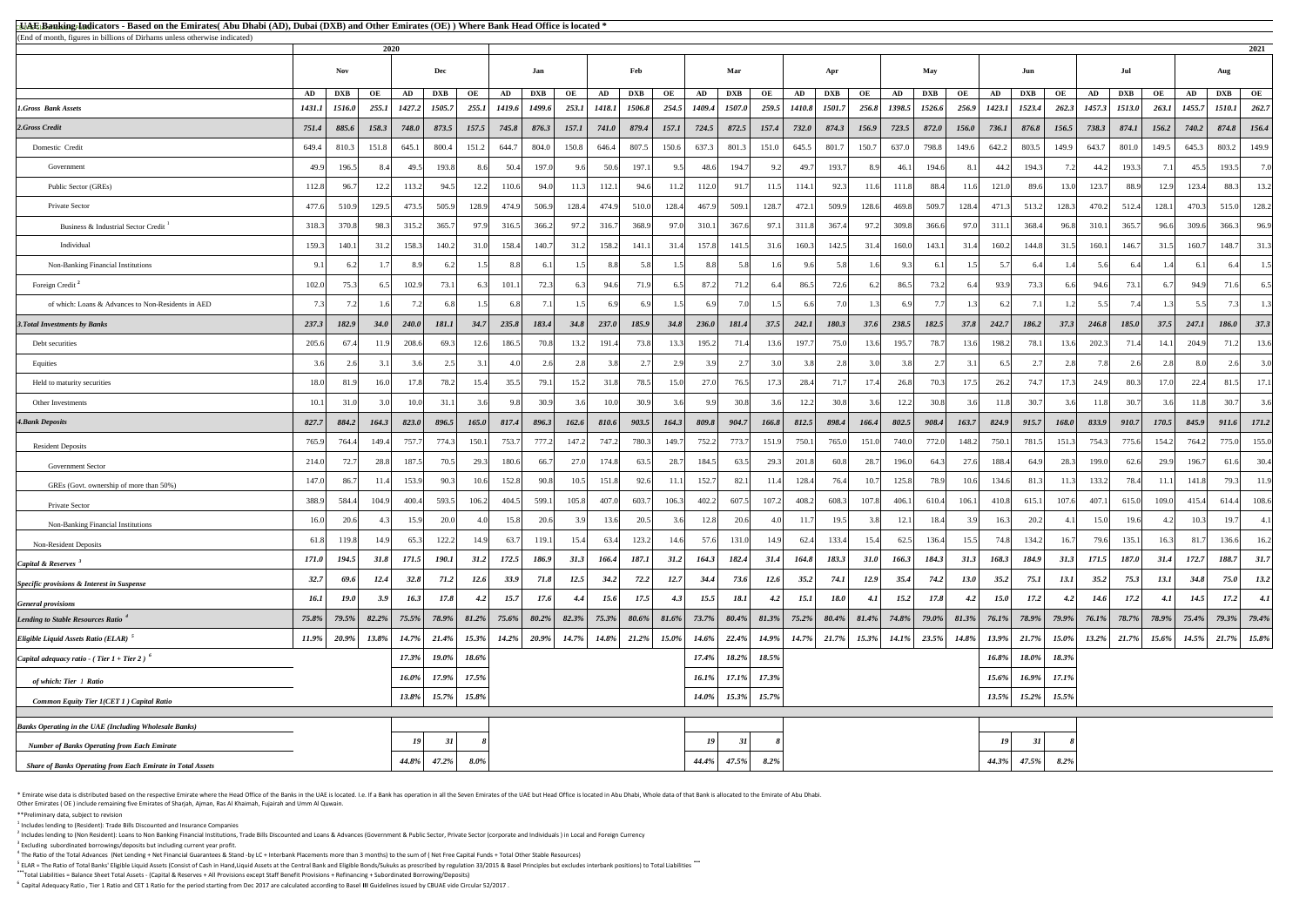# UAE Banking Indicators - Based on the Emirates( Abu Dhabi (AD), Dubai (DXB) and Other Emirates (OE) ) Where Bank Head Office is located *

(End of month, figures in billions of Dirhams unless otherwise indicated)

| | 2020 | | | | | | 2021 | | | | | | | | | | | | | | | | | | | | | | | |
|---|---|---|---|---|---|---|---|---|---|---|---|---|---|---|---|---|---|---|---|---|---|---|---|---|---|---|---|---|---|---|
| | Nov | | | Dec | | | Jan | | | Feb | | | Mar | | | Apr | | | May | | | Jun | | | Jul | | | Aug | | |
| | AD | DXB | OE | AD | DXB | OE | AD | DXB | OE | AD | DXB | OE | AD | DXB | OE | AD | DXB | OE | AD | DXB | OE | AD | DXB | OE | AD | DXB | OE | AD | DXB | OE |
| ***1.Gross Bank Assets*** | ***1431.1*** | ***1516.0*** | ***255.1*** | ***1427.2*** | ***1505.7*** | ***255.1*** | ***1419.6*** | ***1499.6*** | ***253.1*** | ***1418.1*** | ***1506.8*** | ***254.5*** | ***1409.4*** | ***1507.0*** | ***259.5*** | ***1410.8*** | ***1501.7*** | ***256.8*** | ***1398.5*** | ***1526.6*** | ***256.9*** | ***1423.1*** | ***1523.4*** | ***262.3*** | ***1457.3*** | ***1513.0*** | ***263.1*** | ***1455.7*** | ***1510.1*** | ***262.7*** |
| ***2.Gross Credit*** | ***751.4*** | ***885.6*** | ***158.3*** | ***748.0*** | ***873.5*** | ***157.5*** | ***745.8*** | ***876.3*** | ***157.1*** | ***741.0*** | ***879.4*** | ***157.1*** | ***724.5*** | ***872.5*** | ***157.4*** | ***732.0*** | ***874.3*** | ***156.9*** | ***723.5*** | ***872.0*** | ***156.0*** | ***736.1*** | ***876.8*** | ***156.5*** | ***738.3*** | ***874.1*** | ***156.2*** | ***740.2*** | ***874.8*** | ***156.4*** |
| Domestic Credit | 649.4 | 810.3 | 151.8 | 645.1 | 800.4 | 151.2 | 644.7 | 804.0 | 150.8 | 646.4 | 807.5 | 150.6 | 637.3 | 801.3 | 151.0 | 645.5 | 801.7 | 150.7 | 637.0 | 798.8 | 149.6 | 642.2 | 803.5 | 149.9 | 643.7 | 801.0 | 149.5 | 645.3 | 803.2 | 149.9 |
| Government | 49.9 | 196.5 | 8.4 | 49.5 | 193.8 | 8.6 | 50.4 | 197.0 | 9.6 | 50.6 | 197.1 | 9.5 | 48.6 | 194.7 | 9.2 | 49.7 | 193.7 | 8.9 | 46.1 | 194.6 | 8.1 | 44.2 | 194.3 | 7.2 | 44.2 | 193.3 | 7.1 | 45.5 | 193.5 | 7.0 |
| Public Sector (GREs) | 112.8 | 96.7 | 12.2 | 113.2 | 94.5 | 12.2 | 110.6 | 94.0 | 11.3 | 112.1 | 94.6 | 11.2 | 112.0 | 91.7 | 11.5 | 114.1 | 92.3 | 11.6 | 111.8 | 88.4 | 11.6 | 121.0 | 89.6 | 13.0 | 123.7 | 88.9 | 12.9 | 123.4 | 88.3 | 13.2 |
| Private Sector | 477.6 | 510.9 | 129.5 | 473.5 | 505.9 | 128.9 | 474.9 | 506.9 | 128.4 | 474.9 | 510.0 | 128.4 | 467.9 | 509.1 | 128.7 | 472.1 | 509.9 | 128.6 | 469.8 | 509.7 | 128.4 | 471.3 | 513.2 | 128.3 | 470.2 | 512.4 | 128.1 | 470.3 | 515.0 | 128.2 |
| Business & Industrial Sector Credit [1] | 318.3 | 370.8 | 98.3 | 315.2 | 365.7 | 97.9 | 316.5 | 366.2 | 97.2 | 316.7 | 368.9 | 97.0 | 310.1 | 367.6 | 97.1 | 311.8 | 367.4 | 97.2 | 309.8 | 366.6 | 97.0 | 311.1 | 368.4 | 96.8 | 310.1 | 365.7 | 96.6 | 309.6 | 366.3 | 96.9 |
| Individual | 159.3 | 140.1 | 31.2 | 158.3 | 140.2 | 31.0 | 158.4 | 140.7 | 31.2 | 158.2 | 141.1 | 31.4 | 157.8 | 141.5 | 31.6 | 160.3 | 142.5 | 31.4 | 160.0 | 143.1 | 31.4 | 160.2 | 144.8 | 31.5 | 160.1 | 146.7 | 31.5 | 160.7 | 148.7 | 31.3 |
| Non-Banking Financial Institutions | 9.1 | 6.2 | 1.7 | 8.9 | 6.2 | 1.5 | 8.8 | 6.1 | 1.5 | 8.8 | 5.8 | 1.5 | 8.8 | 5.8 | 1.6 | 9.6 | 5.8 | 1.6 | 9.3 | 6.1 | 1.5 | 5.7 | 6.4 | 1.4 | 5.6 | 6.4 | 1.4 | 6.1 | 6.4 | 1.5 |
| Foreign Credit [2] | 102.0 | 75.3 | 6.5 | 102.9 | 73.1 | 6.3 | 101.1 | 72.3 | 6.3 | 94.6 | 71.9 | 6.5 | 87.2 | 71.2 | 6.4 | 86.5 | 72.6 | 6.2 | 86.5 | 73.2 | 6.4 | 93.9 | 73.3 | 6.6 | 94.6 | 73.1 | 6.7 | 94.9 | 71.6 | 6.5 |
| of which: Loans & Advances to Non-Residents in AED | 7.3 | 7.2 | 1.6 | 7.2 | 6.8 | 1.5 | 6.8 | 7.1 | 1.5 | 6.9 | 6.9 | 1.5 | 6.9 | 7.0 | 1.5 | 6.6 | 7.0 | 1.3 | 6.9 | 7.7 | 1.3 | 6.2 | 7.1 | 1.2 | 5.5 | 7.4 | 1.3 | 5.5 | 7.3 | 1.3 |
| ***3.Total Investments by Banks*** | ***237.3*** | ***182.9*** | ***34.0*** | ***240.0*** | ***181.1*** | ***34.7*** | ***235.8*** | ***183.4*** | ***34.8*** | ***237.0*** | ***185.9*** | ***34.8*** | ***236.0*** | ***181.4*** | ***37.5*** | ***242.1*** | ***180.3*** | ***37.6*** | ***238.5*** | ***182.5*** | ***37.8*** | ***242.7*** | ***186.2*** | ***37.3*** | ***246.8*** | ***185.0*** | ***37.5*** | ***247.1*** | ***186.0*** | ***37.3*** |
| Debt securities | 205.6 | 67.4 | 11.9 | 208.6 | 69.3 | 12.6 | 186.5 | 70.8 | 13.2 | 191.4 | 73.8 | 13.3 | 195.2 | 71.4 | 13.6 | 197.7 | 75.0 | 13.6 | 195.7 | 78.7 | 13.6 | 198.2 | 78.1 | 13.6 | 202.3 | 71.4 | 14.1 | 204.9 | 71.2 | 13.6 |
| Equities | 3.6 | 2.6 | 3.1 | 3.6 | 2.5 | 3.1 | 4.0 | 2.6 | 2.8 | 3.8 | 2.7 | 2.9 | 3.9 | 2.7 | 3.0 | 3.8 | 2.8 | 3.0 | 3.8 | 2.7 | 3.1 | 6.5 | 2.7 | 2.8 | 7.8 | 2.6 | 2.8 | 8.0 | 2.6 | 3.0 |
| Held to maturity securities | 18.0 | 81.9 | 16.0 | 17.8 | 78.2 | 15.4 | 35.5 | 79.1 | 15.2 | 31.8 | 78.5 | 15.0 | 27.0 | 76.5 | 17.3 | 28.4 | 71.7 | 17.4 | 26.8 | 70.3 | 17.5 | 26.2 | 74.7 | 17.3 | 24.9 | 80.3 | 17.0 | 22.4 | 81.5 | 17.1 |
| Other Investments | 10.1 | 31.0 | 3.0 | 10.0 | 31.1 | 3.6 | 9.8 | 30.9 | 3.6 | 10.0 | 30.9 | 3.6 | 9.9 | 30.8 | 3.6 | 12.2 | 30.8 | 3.6 | 12.2 | 30.8 | 3.6 | 11.8 | 30.7 | 3.6 | 11.8 | 30.7 | 3.6 | 11.8 | 30.7 | 3.6 |
| ***4.Bank Deposits*** | ***827.7*** | ***884.2*** | ***164.3*** | ***823.0*** | ***896.5*** | ***165.0*** | ***817.4*** | ***896.3*** | ***162.6*** | ***810.6*** | ***903.5*** | ***164.3*** | ***809.8*** | ***904.7*** | ***166.8*** | ***812.5*** | ***898.4*** | ***166.4*** | ***802.5*** | ***908.4*** | ***163.7*** | ***824.9*** | ***915.7*** | ***168.0*** | ***833.9*** | ***910.7*** | ***170.5*** | ***845.9*** | ***911.6*** | ***171.2*** |
| Resident Deposits | 765.9 | 764.4 | 149.4 | 757.7 | 774.3 | 150.1 | 753.7 | 777.2 | 147.2 | 747.2 | 780.3 | 149.7 | 752.2 | 773.7 | 151.9 | 750.1 | 765.0 | 151.0 | 740.0 | 772.0 | 148.2 | 750.1 | 781.5 | 151.3 | 754.3 | 775.6 | 154.2 | 764.2 | 775.0 | 155.0 |
| Government Sector | 214.0 | 72.7 | 28.8 | 187.5 | 70.5 | 29.3 | 180.6 | 66.7 | 27.0 | 174.8 | 63.5 | 28.7 | 184.5 | 63.5 | 29.3 | 201.8 | 60.8 | 28.7 | 196.0 | 64.3 | 27.6 | 188.4 | 64.9 | 28.3 | 199.0 | 62.6 | 29.9 | 196.7 | 61.6 | 30.4 |
| GREs (Govt. ownership of more than 50%) | 147.0 | 86.7 | 11.4 | 153.9 | 90.3 | 10.6 | 152.8 | 90.8 | 10.5 | 151.8 | 92.6 | 11.1 | 152.7 | 82.1 | 11.4 | 128.4 | 76.4 | 10.7 | 125.8 | 78.9 | 10.6 | 134.6 | 81.3 | 11.3 | 133.2 | 78.4 | 11.1 | 141.8 | 79.3 | 11.9 |
| Private Sector | 388.9 | 584.4 | 104.9 | 400.4 | 593.5 | 106.2 | 404.5 | 599.1 | 105.8 | 407.0 | 603.7 | 106.3 | 402.2 | 607.5 | 107.2 | 408.2 | 608.3 | 107.8 | 406.1 | 610.4 | 106.1 | 410.8 | 615.1 | 107.6 | 407.1 | 615.0 | 109.0 | 415.4 | 614.4 | 108.6 |
| Non-Banking Financial Institutions | 16.0 | 20.6 | 4.3 | 15.9 | 20.0 | 4.0 | 15.8 | 20.6 | 3.9 | 13.6 | 20.5 | 3.6 | 12.8 | 20.6 | 4.0 | 11.7 | 19.5 | 3.8 | 12.1 | 18.4 | 3.9 | 16.3 | 20.2 | 4.1 | 15.0 | 19.6 | 4.2 | 10.3 | 19.7 | 4.1 |
| Non-Resident Deposits | 61.8 | 119.8 | 14.9 | 65.3 | 122.2 | 14.9 | 63.7 | 119.1 | 15.4 | 63.4 | 123.2 | 14.6 | 57.6 | 131.0 | 14.9 | 62.4 | 133.4 | 15.4 | 62.5 | 136.4 | 15.5 | 74.8 | 134.2 | 16.7 | 79.6 | 135.1 | 16.3 | 81.7 | 136.6 | 16.2 |
| ***Capital & Reserves [3]*** | ***171.0*** | ***194.5*** | ***31.8*** | ***171.5*** | ***190.1*** | ***31.2*** | ***172.5*** | ***186.9*** | ***31.3*** | ***166.4*** | ***187.1*** | ***31.2*** | ***164.3*** | ***182.4*** | ***31.4*** | ***164.8*** | ***183.3*** | ***31.0*** | ***166.3*** | ***184.3*** | ***31.3*** | ***168.3*** | ***184.9*** | ***31.3*** | ***171.5*** | ***187.0*** | ***31.4*** | ***172.7*** | ***188.7*** | ***31.7*** |
| ***Specific provisions & Interest in Suspense*** | ***32.7*** | ***69.6*** | ***12.4*** | ***32.8*** | ***71.2*** | ***12.6*** | ***33.9*** | ***71.8*** | ***12.5*** | ***34.2*** | ***72.2*** | ***12.7*** | ***34.4*** | ***73.6*** | ***12.6*** | ***35.2*** | ***74.1*** | ***12.9*** | ***35.4*** | ***74.2*** | ***13.0*** | ***35.2*** | ***75.1*** | ***13.1*** | ***35.2*** | ***75.3*** | ***13.1*** | ***34.8*** | ***75.0*** | ***13.2*** |
| ***General provisions*** | ***16.1*** | ***19.0*** | ***3.9*** | ***16.3*** | ***17.8*** | ***4.2*** | ***15.7*** | ***17.6*** | ***4.4*** | ***15.6*** | ***17.5*** | ***4.3*** | ***15.5*** | ***18.1*** | ***4.2*** | ***15.1*** | ***18.0*** | ***4.1*** | ***15.2*** | ***17.8*** | ***4.2*** | ***15.0*** | ***17.2*** | ***4.2*** | ***14.6*** | ***17.2*** | ***4.1*** | ***14.5*** | ***17.2*** | ***4.1*** |
| ***Lending to Stable Resources Ratio [4]*** | ***75.8%*** | ***79.5%*** | ***82.2%*** | ***75.5%*** | ***78.9%*** | ***81.2%*** | ***75.6%*** | ***80.2%*** | ***82.3%*** | ***75.3%*** | ***80.6%*** | ***81.6%*** | ***73.7%*** | ***80.4%*** | ***81.3%*** | ***75.2%*** | ***80.4%*** | ***81.4%*** | ***74.8%*** | ***79.0%*** | ***81.3%*** | ***76.1%*** | ***78.9%*** | ***79.9%*** | ***76.1%*** | ***78.7%*** | ***78.9%*** | ***75.4%*** | ***79.3%*** | ***79.4%*** |
| ***Eligible Liquid Assets Ratio (ELAR) [5]*** | ***11.9%*** | ***20.9%*** | ***13.8%*** | ***14.7%*** | ***21.4%*** | ***15.3%*** | ***14.2%*** | ***20.9%*** | ***14.7%*** | ***14.8%*** | ***21.2%*** | ***15.0%*** | ***14.6%*** | ***22.4%*** | ***14.9%*** | ***14.7%*** | ***21.7%*** | ***15.3%*** | ***14.1%*** | ***23.5%*** | ***14.8%*** | ***13.9%*** | ***21.7%*** | ***15.0%*** | ***13.2%*** | ***21.7%*** | ***15.6%*** | ***14.5%*** | ***21.7%*** | ***15.8%*** |
| ***Capital adequacy ratio - ( Tier 1 + Tier 2 ) [6]*** | | | | ***17.3%*** | ***19.0%*** | ***18.6%*** | | | | | | | ***17.4%*** | ***18.2%*** | ***18.5%*** | | | | | | | ***16.8%*** | ***18.0%*** | ***18.3%*** | | | | | | |
| ***of which: Tier 1 Ratio*** | | | | ***16.0%*** | ***17.9%*** | ***17.5%*** | | | | | | | ***16.1%*** | ***17.1%*** | ***17.3%*** | | | | | | | ***15.6%*** | ***16.9%*** | ***17.1%*** | | | | | | |
| ***Common Equity Tier 1(CET 1 ) Capital Ratio*** | | | | ***13.8%*** | ***15.7%*** | ***15.8%*** | | | | | | | ***14.0%*** | ***15.3%*** | ***15.7%*** | | | | | | | ***13.5%*** | ***15.2%*** | ***15.5%*** | | | | | | |
| ***Banks Operating in the UAE (Including Wholesale Banks)*** | | | | | | | | | | | | | | | | | | | | | | | | | | | | | | |
| ***Number of Banks Operating from Each Emirate*** | | | | ***19*** | ***31*** | ***8*** | | | | | | | ***19*** | ***31*** | ***8*** | | | | | | | ***19*** | ***31*** | ***8*** | | | | | | |
| ***Share of Banks Operating from Each Emirate in Total Assets*** | | | | ***44.8%*** | ***47.2%*** | ***8.0%*** | | | | | | | ***44.4%*** | ***47.5%*** | ***8.2%*** | | | | | | | ***44.3%*** | ***47.5%*** | ***8.2%*** | | | | | | |

\* Emirate wise data is distributed based on the respective Emirate where the Head Office of the Banks in the UAE is located. I.e. If a Bank has operation in all the Seven Emirates of the UAE but Head Office is located in Abu Dhabi, Whole data of that Bank is allocated to the Emirate of Abu Dhabi.
Other Emirates ( OE ) include remaining five Emirates of Sharjah, Ajman, Ras Al Khaimah, Fujairah and Umm Al Quwain.

\*\*Preliminary data, subject to revision

[1] Includes lending to (Resident): Trade Bills Discounted and Insurance Companies

[2] Includes lending to (Non Resident): Loans to Non Banking Financial Institutions, Trade Bills Discounted and Loans & Advances (Government & Public Sector, Private Sector (corporate and Individuals ) in Local and Foreign Currency

[3] Excluding subordinated borrowings/deposits but including current year profit.

[4] The Ratio of the Total Advances (Net Lending + Net Financial Guarantees & Stand -by LC + Interbank Placements more than 3 months) to the sum of ( Net Free Capital Funds + Total Other Stable Resources)

[5] ELAR = The Ratio of Total Banks' Eligible Liquid Assets (Consist of Cash in Hand,Liquid Assets at the Central Bank and Eligible Bonds/Sukuks as prescribed by regulation 33/2015 & Basel Principles but excludes interbank positions) to Total Liabilities \*\*\*

\*\*\*Total Liabilities = Balance Sheet Total Assets - (Capital & Reserves + All Provisions except Staff Benefit Provisions + Refinancing + Subordinated Borrowing/Deposits)

[6] Capital Adequacy Ratio , Tier 1 Ratio and CET 1 Ratio for the period starting from Dec 2017 are calculated according to Basel III Guidelines issued by CBUAE vide Circular 52/2017 .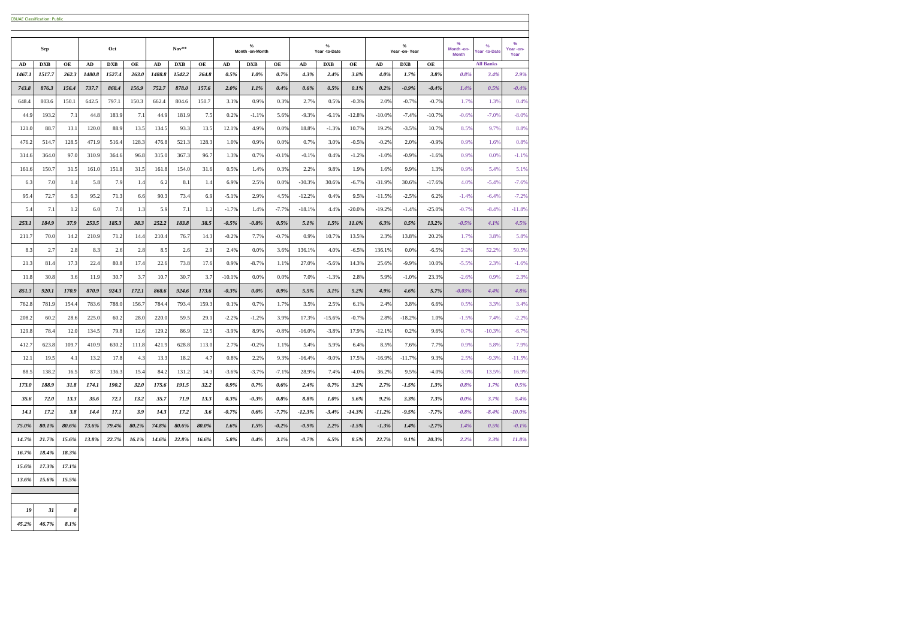CBUAE Classification: Public

| Sep | | | Oct | | | Nov** | | | % Month -on-Month | | | % Year -to-Date | | | % Year -on- Year | | | % Month -on-Month | % Year -to-Date | % Year -on-Year |
|---|---|---|---|---|---|---|---|---|---|---|---|---|---|---|---|---|---|---|---|---|
| AD | DXB | OE | AD | DXB | OE | AD | DXB | OE | AD | DXB | OE | AD | DXB | OE | AD | DXB | OE | All Banks | | |
| *1467.1* | *1517.7* | *262.3* | *1480.8* | *1527.4* | *263.0* | *1488.8* | *1542.2* | *264.8* | *0.5%* | *1.0%* | *0.7%* | *4.3%* | *2.4%* | *3.8%* | *4.0%* | *1.7%* | *3.8%* | *0.8%* | *3.4%* | *2.9%* |
| *743.8* | *876.3* | *156.4* | *737.7* | *868.4* | *156.9* | *752.7* | *878.0* | *157.6* | *2.0%* | *1.1%* | *0.4%* | *0.6%* | *0.5%* | *0.1%* | *0.2%* | *-0.9%* | *-0.4%* | *1.4%* | *0.5%* | *-0.4%* |
| 648.4 | 803.6 | 150.1 | 642.5 | 797.1 | 150.3 | 662.4 | 804.6 | 150.7 | 3.1% | 0.9% | 0.3% | 2.7% | 0.5% | -0.3% | 2.0% | -0.7% | -0.7% | 1.7% | 1.3% | 0.4% |
| 44.9 | 193.2 | 7.1 | 44.8 | 183.9 | 7.1 | 44.9 | 181.9 | 7.5 | 0.2% | -1.1% | 5.6% | -9.3% | -6.1% | -12.8% | -10.0% | -7.4% | -10.7% | -0.6% | -7.0% | -8.0% |
| 121.0 | 88.7 | 13.1 | 120.0 | 88.9 | 13.5 | 134.5 | 93.3 | 13.5 | 12.1% | 4.9% | 0.0% | 18.8% | -1.3% | 10.7% | 19.2% | -3.5% | 10.7% | 8.5% | 9.7% | 8.8% |
| 476.2 | 514.7 | 128.5 | 471.9 | 516.4 | 128.3 | 476.8 | 521.3 | 128.3 | 1.0% | 0.9% | 0.0% | 0.7% | 3.0% | -0.5% | -0.2% | 2.0% | -0.9% | 0.9% | 1.6% | 0.8% |
| 314.6 | 364.0 | 97.0 | 310.9 | 364.6 | 96.8 | 315.0 | 367.3 | 96.7 | 1.3% | 0.7% | -0.1% | -0.1% | 0.4% | -1.2% | -1.0% | -0.9% | -1.6% | 0.9% | 0.0% | -1.1% |
| 161.6 | 150.7 | 31.5 | 161.0 | 151.8 | 31.5 | 161.8 | 154.0 | 31.6 | 0.5% | 1.4% | 0.3% | 2.2% | 9.8% | 1.9% | 1.6% | 9.9% | 1.3% | 0.9% | 5.4% | 5.1% |
| 6.3 | 7.0 | 1.4 | 5.8 | 7.9 | 1.4 | 6.2 | 8.1 | 1.4 | 6.9% | 2.5% | 0.0% | -30.3% | 30.6% | -6.7% | -31.9% | 30.6% | -17.6% | 4.0% | -5.4% | -7.6% |
| 95.4 | 72.7 | 6.3 | 95.2 | 71.3 | 6.6 | 90.3 | 73.4 | 6.9 | -5.1% | 2.9% | 4.5% | -12.2% | 0.4% | 9.5% | -11.5% | -2.5% | 6.2% | -1.4% | -6.4% | -7.2% |
| 5.4 | 7.1 | 1.2 | 6.0 | 7.0 | 1.3 | 5.9 | 7.1 | 1.2 | -1.7% | 1.4% | -7.7% | -18.1% | 4.4% | -20.0% | -19.2% | -1.4% | -25.0% | -0.7% | -8.4% | -11.8% |
| *253.1* | *184.9* | *37.9* | *253.5* | *185.3* | *38.3* | *252.2* | *183.8* | *38.5* | *-0.5%* | *-0.8%* | *0.5%* | *5.1%* | *1.5%* | *11.0%* | *6.3%* | *0.5%* | *13.2%* | *-0.5%* | *4.1%* | *4.5%* |
| 211.7 | 70.0 | 14.2 | 210.9 | 71.2 | 14.4 | 210.4 | 76.7 | 14.3 | -0.2% | 7.7% | -0.7% | 0.9% | 10.7% | 13.5% | 2.3% | 13.8% | 20.2% | 1.7% | 3.8% | 5.8% |
| 8.3 | 2.7 | 2.8 | 8.3 | 2.6 | 2.8 | 8.5 | 2.6 | 2.9 | 2.4% | 0.0% | 3.6% | 136.1% | 4.0% | -6.5% | 136.1% | 0.0% | -6.5% | 2.2% | 52.2% | 50.5% |
| 21.3 | 81.4 | 17.3 | 22.4 | 80.8 | 17.4 | 22.6 | 73.8 | 17.6 | 0.9% | -8.7% | 1.1% | 27.0% | -5.6% | 14.3% | 25.6% | -9.9% | 10.0% | -5.5% | 2.3% | -1.6% |
| 11.8 | 30.8 | 3.6 | 11.9 | 30.7 | 3.7 | 10.7 | 30.7 | 3.7 | -10.1% | 0.0% | 0.0% | 7.0% | -1.3% | 2.8% | 5.9% | -1.0% | 23.3% | -2.6% | 0.9% | 2.3% |
| *851.3* | *920.1* | *170.9* | *870.9* | *924.3* | *172.1* | *868.6* | *924.6* | *173.6* | *-0.3%* | *0.0%* | *0.9%* | *5.5%* | *3.1%* | *5.2%* | *4.9%* | *4.6%* | *5.7%* | *-0.03%* | *4.4%* | *4.8%* |
| 762.8 | 781.9 | 154.4 | 783.6 | 788.0 | 156.7 | 784.4 | 793.4 | 159.3 | 0.1% | 0.7% | 1.7% | 3.5% | 2.5% | 6.1% | 2.4% | 3.8% | 6.6% | 0.5% | 3.3% | 3.4% |
| 208.2 | 60.2 | 28.6 | 225.0 | 60.2 | 28.0 | 220.0 | 59.5 | 29.1 | -2.2% | -1.2% | 3.9% | 17.3% | -15.6% | -0.7% | 2.8% | -18.2% | 1.0% | -1.5% | 7.4% | -2.2% |
| 129.8 | 78.4 | 12.0 | 134.5 | 79.8 | 12.6 | 129.2 | 86.9 | 12.5 | -3.9% | 8.9% | -0.8% | -16.0% | -3.8% | 17.9% | -12.1% | 0.2% | 9.6% | 0.7% | -10.3% | -6.7% |
| 412.7 | 623.8 | 109.7 | 410.9 | 630.2 | 111.8 | 421.9 | 628.8 | 113.0 | 2.7% | -0.2% | 1.1% | 5.4% | 5.9% | 6.4% | 8.5% | 7.6% | 7.7% | 0.9% | 5.8% | 7.9% |
| 12.1 | 19.5 | 4.1 | 13.2 | 17.8 | 4.3 | 13.3 | 18.2 | 4.7 | 0.8% | 2.2% | 9.3% | -16.4% | -9.0% | 17.5% | -16.9% | -11.7% | 9.3% | 2.5% | -9.3% | -11.5% |
| 88.5 | 138.2 | 16.5 | 87.3 | 136.3 | 15.4 | 84.2 | 131.2 | 14.3 | -3.6% | -3.7% | -7.1% | 28.9% | 7.4% | -4.0% | 36.2% | 9.5% | -4.0% | -3.9% | 13.5% | 16.9% |
| *173.0* | *188.9* | *31.8* | *174.1* | *190.2* | *32.0* | *175.6* | *191.5* | *32.2* | *0.9%* | *0.7%* | *0.6%* | *2.4%* | *0.7%* | *3.2%* | *2.7%* | *-1.5%* | *1.3%* | *0.8%* | *1.7%* | *0.5%* |
| *35.6* | *72.0* | *13.3* | *35.6* | *72.1* | *13.2* | *35.7* | *71.9* | *13.3* | *0.3%* | *-0.3%* | *0.8%* | *8.8%* | *1.0%* | *5.6%* | *9.2%* | *3.3%* | *7.3%* | *0.0%* | *3.7%* | *5.4%* |
| *14.1* | *17.2* | *3.8* | *14.4* | *17.1* | *3.9* | *14.3* | *17.2* | *3.6* | *-0.7%* | *0.6%* | *-7.7%* | *-12.3%* | *-3.4%* | *-14.3%* | *-11.2%* | *-9.5%* | *-7.7%* | *-0.8%* | *-8.4%* | *-10.0%* |
| *75.0%* | *80.1%* | *80.6%* | *73.6%* | *79.4%* | *80.2%* | *74.8%* | *80.6%* | *80.0%* | *1.6%* | *1.5%* | *-0.2%* | *-0.9%* | *2.2%* | *-1.5%* | *-1.3%* | *1.4%* | *-2.7%* | *1.4%* | *0.5%* | *-0.1%* |
| *14.7%* | *21.7%* | *15.6%* | *13.8%* | *22.7%* | *16.1%* | *14.6%* | *22.8%* | *16.6%* | *5.8%* | *0.4%* | *3.1%* | *-0.7%* | *6.5%* | *8.5%* | *22.7%* | *9.1%* | *20.3%* | *2.2%* | *3.3%* | *11.8%* |
| *16.7%* | *18.4%* | *18.3%* | | | | | | | | | | | | | | | | | | |
| *15.6%* | *17.3%* | *17.1%* | | | | | | | | | | | | | | | | | | |
| *13.6%* | *15.6%* | *15.5%* | | | | | | | | | | | | | | | | | | |
| | | | | | | | | | | | | | | | | | | | | |
| *19* | *31* | *8* | | | | | | | | | | | | | | | | | | |
| *45.2%* | *46.7%* | *8.1%* | | | | | | | | | | | | | | | | | | |